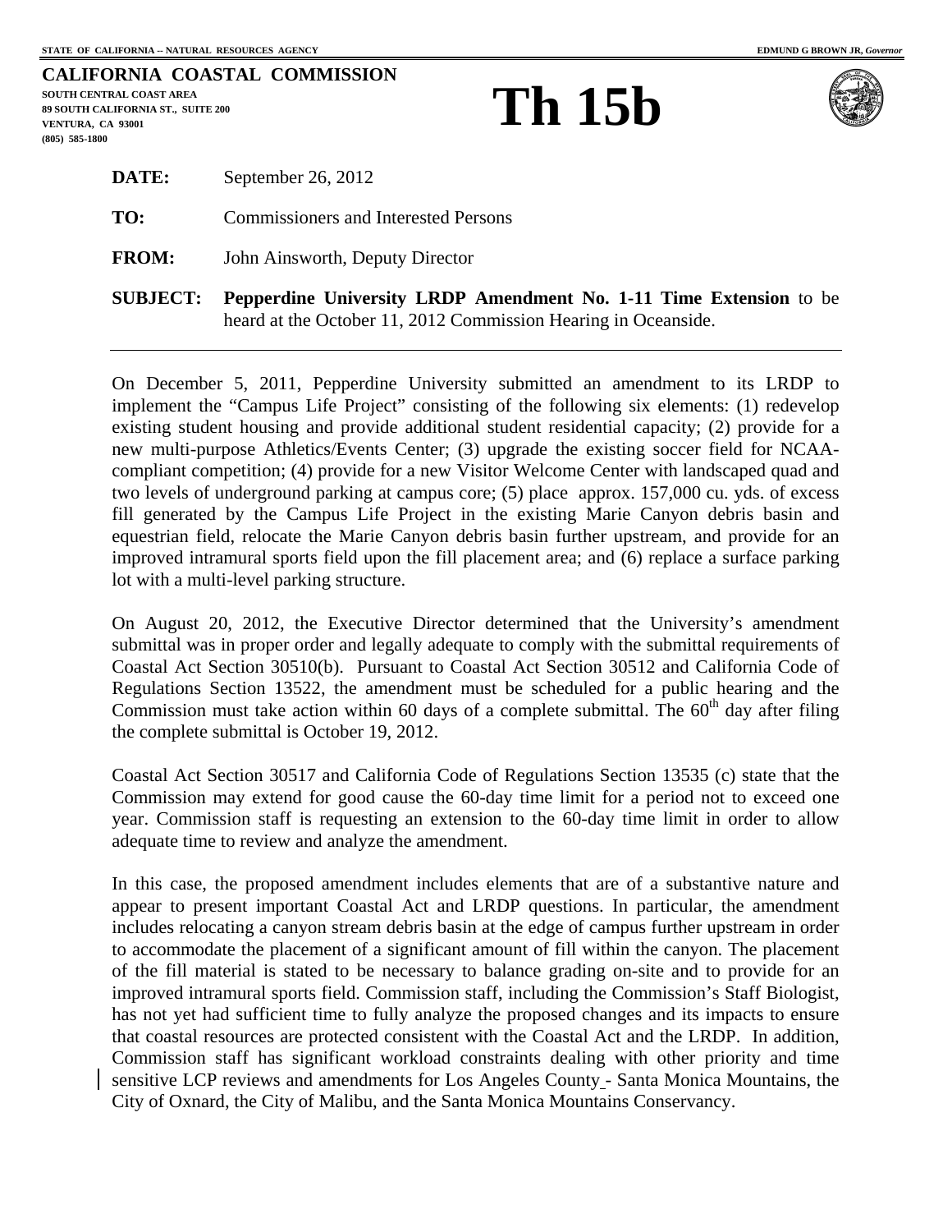STATE OF CALIFORNIA -- NATURAL RESOURCES AGENCY

EDMUND G BROWN JR, *Governor*

**CALIFORNIA COASTAL COMMISSION**
**SOUTH CENTRAL COAST AREA**
**89 SOUTH CALIFORNIA ST., SUITE 200**
**VENTURA, CA 93001**
**(805) 585-1800**

# Th 15b

**DATE:** September 26, 2012

**TO:** Commissioners and Interested Persons

**FROM:** John Ainsworth, Deputy Director

**SUBJECT:** **Pepperdine University LRDP Amendment No. 1-11 Time Extension** to be heard at the October 11, 2012 Commission Hearing in Oceanside.

---

On December 5, 2011, Pepperdine University submitted an amendment to its LRDP to implement the "Campus Life Project" consisting of the following six elements: (1) redevelop existing student housing and provide additional student residential capacity; (2) provide for a new multi-purpose Athletics/Events Center; (3) upgrade the existing soccer field for NCAA-compliant competition; (4) provide for a new Visitor Welcome Center with landscaped quad and two levels of underground parking at campus core; (5) place approx. 157,000 cu. yds. of excess fill generated by the Campus Life Project in the existing Marie Canyon debris basin and equestrian field, relocate the Marie Canyon debris basin further upstream, and provide for an improved intramural sports field upon the fill placement area; and (6) replace a surface parking lot with a multi-level parking structure.

On August 20, 2012, the Executive Director determined that the University's amendment submittal was in proper order and legally adequate to comply with the submittal requirements of Coastal Act Section 30510(b). Pursuant to Coastal Act Section 30512 and California Code of Regulations Section 13522, the amendment must be scheduled for a public hearing and the Commission must take action within 60 days of a complete submittal. The 60th day after filing the complete submittal is October 19, 2012.

Coastal Act Section 30517 and California Code of Regulations Section 13535 (c) state that the Commission may extend for good cause the 60-day time limit for a period not to exceed one year. Commission staff is requesting an extension to the 60-day time limit in order to allow adequate time to review and analyze the amendment.

In this case, the proposed amendment includes elements that are of a substantive nature and appear to present important Coastal Act and LRDP questions. In particular, the amendment includes relocating a canyon stream debris basin at the edge of campus further upstream in order to accommodate the placement of a significant amount of fill within the canyon. The placement of the fill material is stated to be necessary to balance grading on-site and to provide for an improved intramural sports field. Commission staff, including the Commission's Staff Biologist, has not yet had sufficient time to fully analyze the proposed changes and its impacts to ensure that coastal resources are protected consistent with the Coastal Act and the LRDP. In addition, Commission staff has significant workload constraints dealing with other priority and time sensitive LCP reviews and amendments for Los Angeles County - Santa Monica Mountains, the City of Oxnard, the City of Malibu, and the Santa Monica Mountains Conservancy.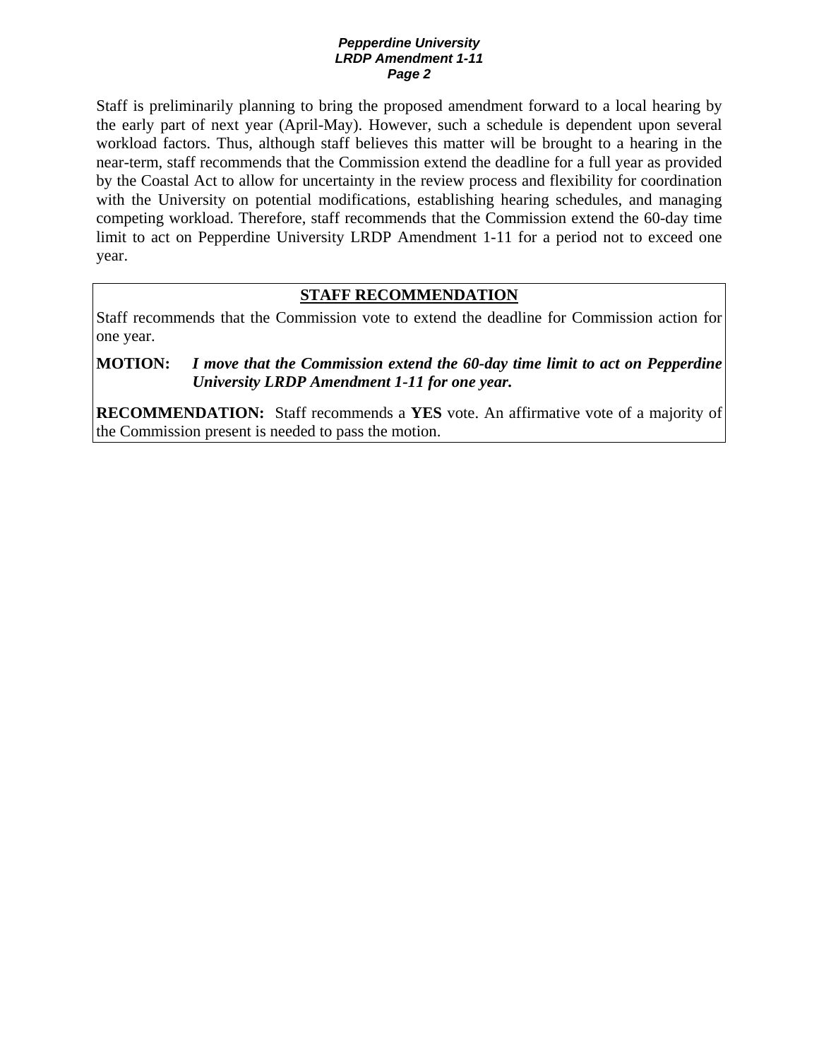Staff is preliminarily planning to bring the proposed amendment forward to a local hearing by the early part of next year (April-May). However, such a schedule is dependent upon several workload factors. Thus, although staff believes this matter will be brought to a hearing in the near-term, staff recommends that the Commission extend the deadline for a full year as provided by the Coastal Act to allow for uncertainty in the review process and flexibility for coordination with the University on potential modifications, establishing hearing schedules, and managing competing workload. Therefore, staff recommends that the Commission extend the 60-day time limit to act on Pepperdine University LRDP Amendment 1-11 for a period not to exceed one year.

## STAFF RECOMMENDATION

Staff recommends that the Commission vote to extend the deadline for Commission action for one year.

**MOTION:** ***I move that the Commission extend the 60-day time limit to act on Pepperdine University LRDP Amendment 1-11 for one year.***

**RECOMMENDATION:** Staff recommends a **YES** vote. An affirmative vote of a majority of the Commission present is needed to pass the motion.